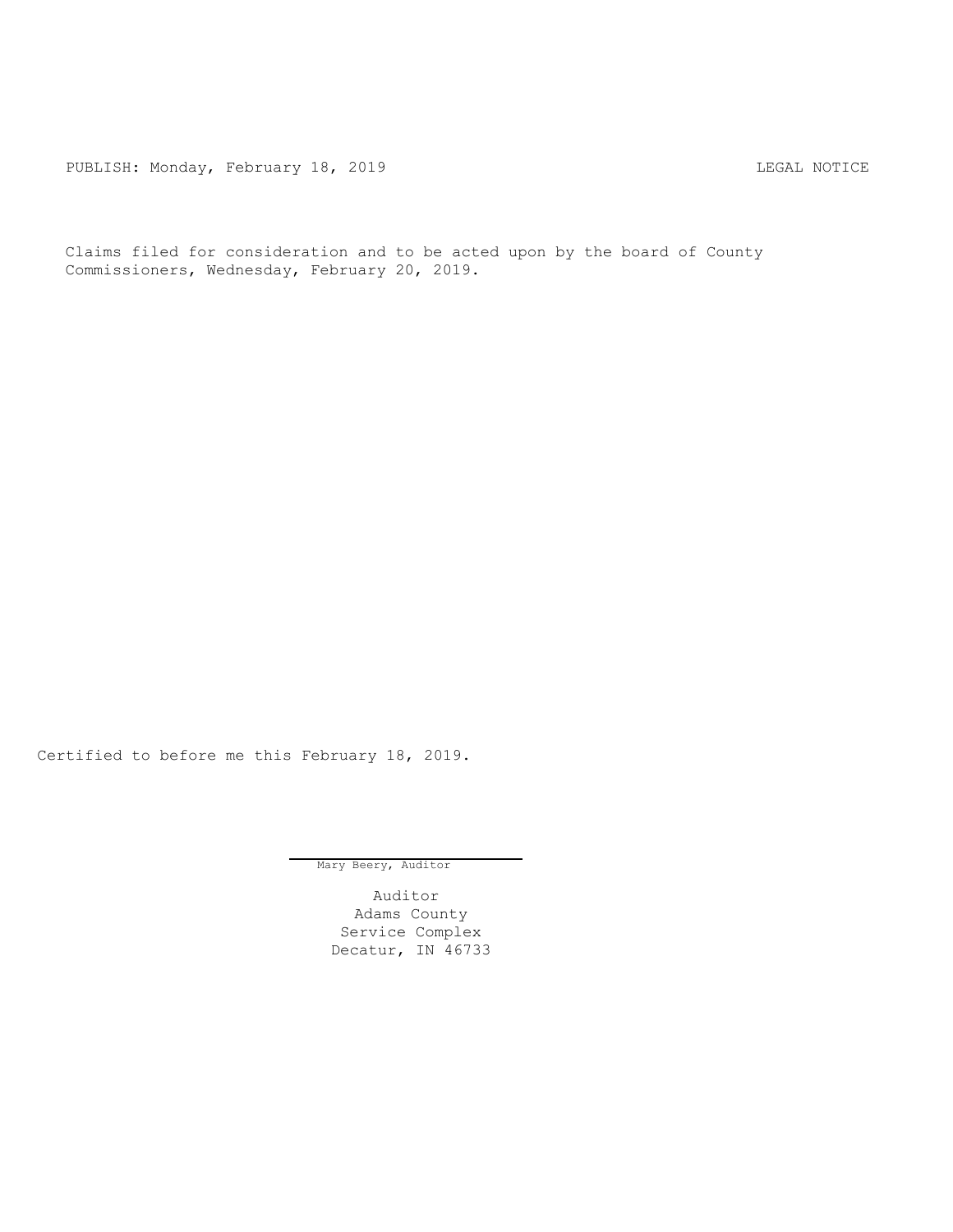PUBLISH: Monday, February 18, 2019 LEGAL NOTICE

Claims filed for consideration and to be acted upon by the board of County Commissioners, Wednesday, February 20, 2019.

Certified to before me this February 18, 2019.

Mary Beery, Auditor

Auditor
Adams County
Service Complex
Decatur, IN 46733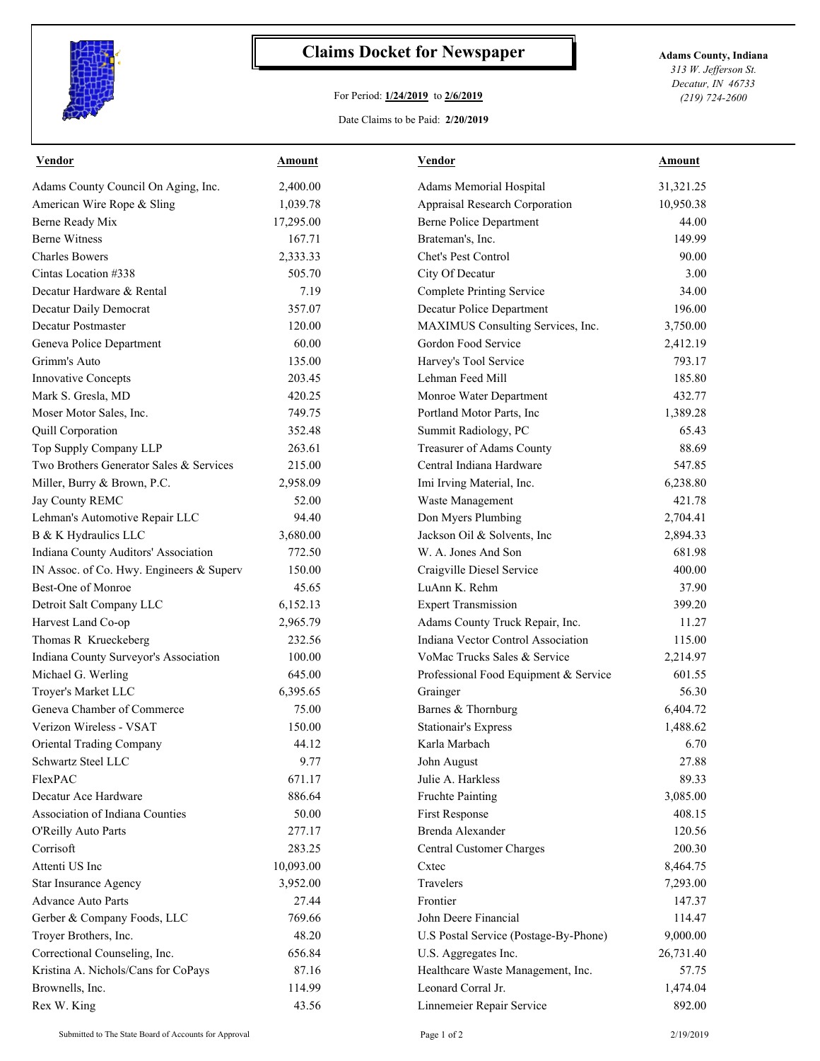# Claims Docket for Newspaper

For Period: **1/24/2019** to **2/6/2019**

Date Claims to be Paid: **2/20/2019**

**Adams County, Indiana**
*313 W. Jefferson St.*
*Decatur, IN 46733*
*(219) 724-2600*

| Vendor | Amount | Vendor | Amount |
|---|---|---|---|
| Adams County Council On Aging, Inc. | 2,400.00 | Adams Memorial Hospital | 31,321.25 |
| American Wire Rope & Sling | 1,039.78 | Appraisal Research Corporation | 10,950.38 |
| Berne Ready Mix | 17,295.00 | Berne Police Department | 44.00 |
| Berne Witness | 167.71 | Brateman's, Inc. | 149.99 |
| Charles Bowers | 2,333.33 | Chet's Pest Control | 90.00 |
| Cintas Location #338 | 505.70 | City Of Decatur | 3.00 |
| Decatur Hardware & Rental | 7.19 | Complete Printing Service | 34.00 |
| Decatur Daily Democrat | 357.07 | Decatur Police Department | 196.00 |
| Decatur Postmaster | 120.00 | MAXIMUS Consulting Services, Inc. | 3,750.00 |
| Geneva Police Department | 60.00 | Gordon Food Service | 2,412.19 |
| Grimm's Auto | 135.00 | Harvey's Tool Service | 793.17 |
| Innovative Concepts | 203.45 | Lehman Feed Mill | 185.80 |
| Mark S. Gresla, MD | 420.25 | Monroe Water Department | 432.77 |
| Moser Motor Sales, Inc. | 749.75 | Portland Motor Parts, Inc | 1,389.28 |
| Quill Corporation | 352.48 | Summit Radiology, PC | 65.43 |
| Top Supply Company LLP | 263.61 | Treasurer of Adams County | 88.69 |
| Two Brothers Generator Sales & Services | 215.00 | Central Indiana Hardware | 547.85 |
| Miller, Burry & Brown, P.C. | 2,958.09 | Imi Irving Material, Inc. | 6,238.80 |
| Jay County REMC | 52.00 | Waste Management | 421.78 |
| Lehman's Automotive Repair LLC | 94.40 | Don Myers Plumbing | 2,704.41 |
| B & K Hydraulics LLC | 3,680.00 | Jackson Oil & Solvents, Inc | 2,894.33 |
| Indiana County Auditors' Association | 772.50 | W. A. Jones And Son | 681.98 |
| IN Assoc. of Co. Hwy. Engineers & Superv | 150.00 | Craigville Diesel Service | 400.00 |
| Best-One of Monroe | 45.65 | LuAnn K. Rehm | 37.90 |
| Detroit Salt Company LLC | 6,152.13 | Expert Transmission | 399.20 |
| Harvest Land Co-op | 2,965.79 | Adams County Truck Repair, Inc. | 11.27 |
| Thomas R Krueckeberg | 232.56 | Indiana Vector Control Association | 115.00 |
| Indiana County Surveyor's Association | 100.00 | VoMac Trucks Sales & Service | 2,214.97 |
| Michael G. Werling | 645.00 | Professional Food Equipment & Service | 601.55 |
| Troyer's Market LLC | 6,395.65 | Grainger | 56.30 |
| Geneva Chamber of Commerce | 75.00 | Barnes & Thornburg | 6,404.72 |
| Verizon Wireless - VSAT | 150.00 | Stationair's Express | 1,488.62 |
| Oriental Trading Company | 44.12 | Karla Marbach | 6.70 |
| Schwartz Steel LLC | 9.77 | John August | 27.88 |
| FlexPAC | 671.17 | Julie A. Harkless | 89.33 |
| Decatur Ace Hardware | 886.64 | Fruchte Painting | 3,085.00 |
| Association of Indiana Counties | 50.00 | First Response | 408.15 |
| O'Reilly Auto Parts | 277.17 | Brenda Alexander | 120.56 |
| Corrisoft | 283.25 | Central Customer Charges | 200.30 |
| Attenti US Inc | 10,093.00 | Cxtec | 8,464.75 |
| Star Insurance Agency | 3,952.00 | Travelers | 7,293.00 |
| Advance Auto Parts | 27.44 | Frontier | 147.37 |
| Gerber & Company Foods, LLC | 769.66 | John Deere Financial | 114.47 |
| Troyer Brothers, Inc. | 48.20 | U.S Postal Service (Postage-By-Phone) | 9,000.00 |
| Correctional Counseling, Inc. | 656.84 | U.S. Aggregates Inc. | 26,731.40 |
| Kristina A. Nichols/Cans for CoPays | 87.16 | Healthcare Waste Management, Inc. | 57.75 |
| Brownells, Inc. | 114.99 | Leonard Corral Jr. | 1,474.04 |
| Rex W. King | 43.56 | Linnemeier Repair Service | 892.00 |

Submitted to The State Board of Accounts for Approval

2/19/2019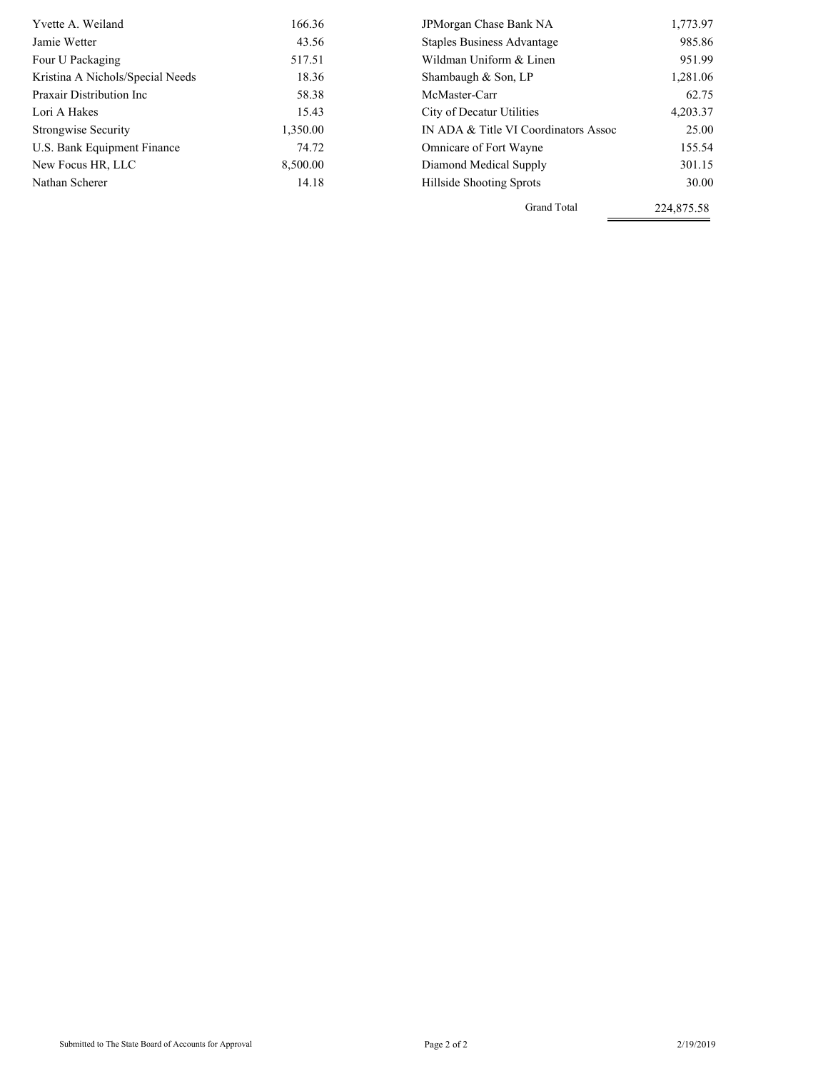| | | | |
|---|---|---|---|
| Yvette A. Weiland | 166.36 | JPMorgan Chase Bank NA | 1,773.97 |
| Jamie Wetter | 43.56 | Staples Business Advantage | 985.86 |
| Four U Packaging | 517.51 | Wildman Uniform & Linen | 951.99 |
| Kristina A Nichols/Special Needs | 18.36 | Shambaugh & Son, LP | 1,281.06 |
| Praxair Distribution Inc | 58.38 | McMaster-Carr | 62.75 |
| Lori A Hakes | 15.43 | City of Decatur Utilities | 4,203.37 |
| Strongwise Security | 1,350.00 | IN ADA & Title VI Coordinators Assoc | 25.00 |
| U.S. Bank Equipment Finance | 74.72 | Omnicare of Fort Wayne | 155.54 |
| New Focus HR, LLC | 8,500.00 | Diamond Medical Supply | 301.15 |
| Nathan Scherer | 14.18 | Hillside Shooting Sprots | 30.00 |
| | | Grand Total | 224,875.58 |

Submitted to The State Board of Accounts for Approval

2/19/2019